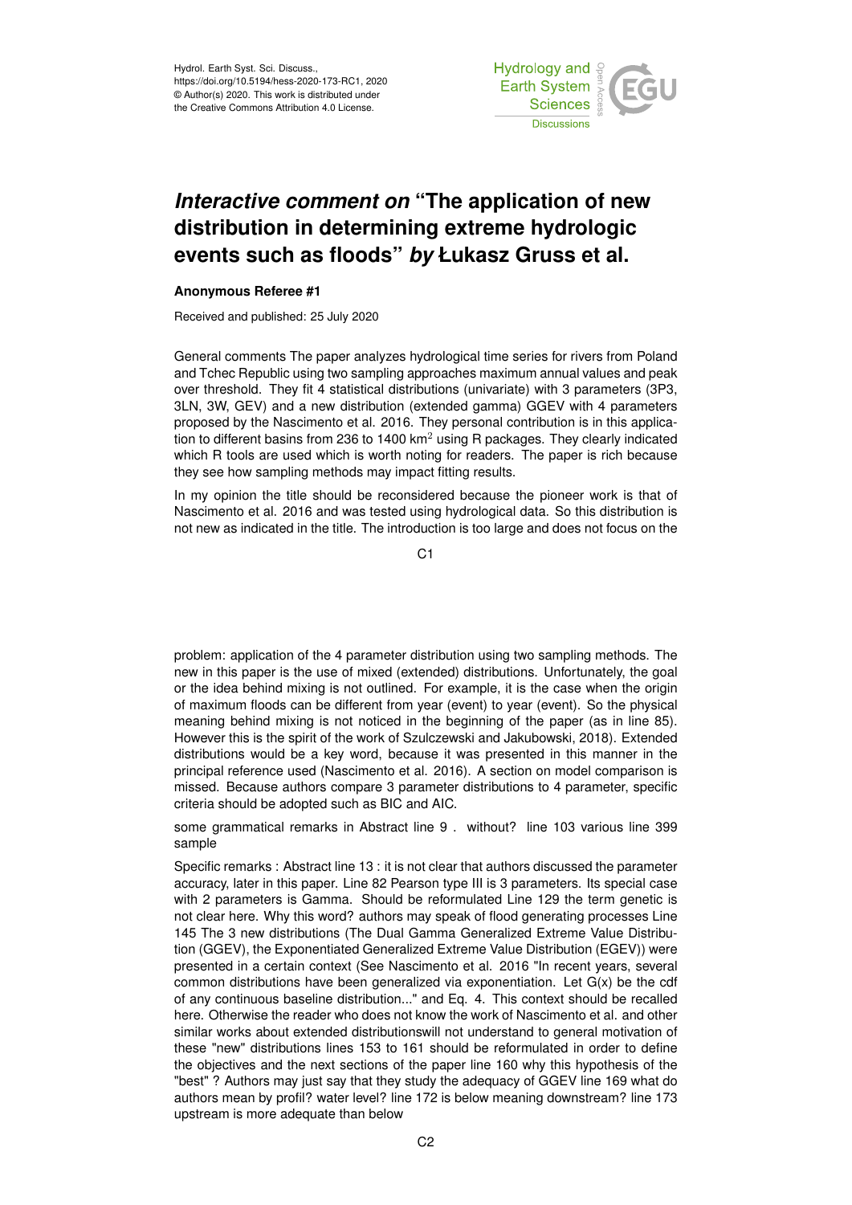# *Interactive comment on* "The application of new distribution in determining extreme hydrologic events such as floods" *by* Łukasz Gruss et al.

**Anonymous Referee #1**

Received and published: 25 July 2020

General comments The paper analyzes hydrological time series for rivers from Poland and Tchec Republic using two sampling approaches maximum annual values and peak over threshold. They fit 4 statistical distributions (univariate) with 3 parameters (3P3, 3LN, 3W, GEV) and a new distribution (extended gamma) GGEV with 4 parameters proposed by the Nascimento et al. 2016. They personal contribution is in this application to different basins from 236 to 1400 km$^2$ using R packages. They clearly indicated which R tools are used which is worth noting for readers. The paper is rich because they see how sampling methods may impact fitting results.

In my opinion the title should be reconsidered because the pioneer work is that of Nascimento et al. 2016 and was tested using hydrological data. So this distribution is not new as indicated in the title. The introduction is too large and does not focus on the problem: application of the 4 parameter distribution using two sampling methods. The new in this paper is the use of mixed (extended) distributions. Unfortunately, the goal or the idea behind mixing is not outlined. For example, it is the case when the origin of maximum floods can be different from year (event) to year (event). So the physical meaning behind mixing is not noticed in the beginning of the paper (as in line 85). However this is the spirit of the work of Szulczewski and Jakubowski, 2018). Extended distributions would be a key word, because it was presented in this manner in the principal reference used (Nascimento et al. 2016). A section on model comparison is missed. Because authors compare 3 parameter distributions to 4 parameter, specific criteria should be adopted such as BIC and AIC.

some grammatical remarks in Abstract line 9 . without? line 103 various line 399 sample

Specific remarks : Abstract line 13 : it is not clear that authors discussed the parameter accuracy, later in this paper. Line 82 Pearson type III is 3 parameters. Its special case with 2 parameters is Gamma. Should be reformulated Line 129 the term genetic is not clear here. Why this word? authors may speak of flood generating processes Line 145 The 3 new distributions (The Dual Gamma Generalized Extreme Value Distribution (GGEV), the Exponentiated Generalized Extreme Value Distribution (EGEV)) were presented in a certain context (See Nascimento et al. 2016 "In recent years, several common distributions have been generalized via exponentiation. Let G(x) be the cdf of any continuous baseline distribution..." and Eq. 4. This context should be recalled here. Otherwise the reader who does not know the work of Nascimento et al. and other similar works about extended distributionswill not understand to general motivation of these "new" distributions lines 153 to 161 should be reformulated in order to define the objectives and the next sections of the paper line 160 why this hypothesis of the "best" ? Authors may just say that they study the adequacy of GGEV line 169 what do authors mean by profil? water level? line 172 is below meaning downstream? line 173 upstream is more adequate than below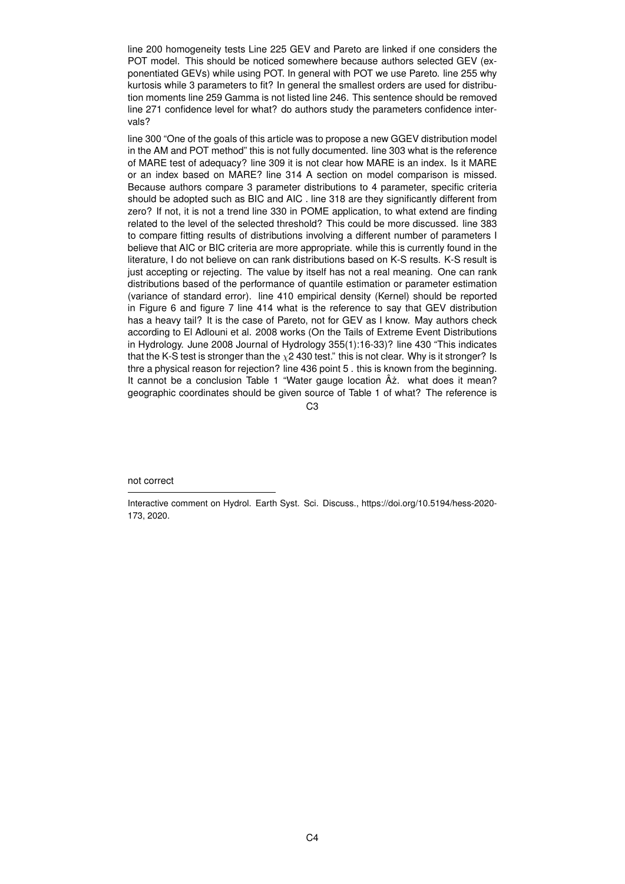line 200 homogeneity tests Line 225 GEV and Pareto are linked if one considers the POT model. This should be noticed somewhere because authors selected GEV (exponentiated GEVs) while using POT. In general with POT we use Pareto. line 255 why kurtosis while 3 parameters to fit? In general the smallest orders are used for distribution moments line 259 Gamma is not listed line 246. This sentence should be removed line 271 confidence level for what? do authors study the parameters confidence intervals?

line 300 "One of the goals of this article was to propose a new GGEV distribution model in the AM and POT method" this is not fully documented. line 303 what is the reference of MARE test of adequacy? line 309 it is not clear how MARE is an index. Is it MARE or an index based on MARE? line 314 A section on model comparison is missed. Because authors compare 3 parameter distributions to 4 parameter, specific criteria should be adopted such as BIC and AIC . line 318 are they significantly different from zero? If not, it is not a trend line 330 in POME application, to what extend are finding related to the level of the selected threshold? This could be more discussed. line 383 to compare fitting results of distributions involving a different number of parameters I believe that AIC or BIC criteria are more appropriate. while this is currently found in the literature, I do not believe on can rank distributions based on K-S results. K-S result is just accepting or rejecting. The value by itself has not a real meaning. One can rank distributions based of the performance of quantile estimation or parameter estimation (variance of standard error). line 410 empirical density (Kernel) should be reported in Figure 6 and figure 7 line 414 what is the reference to say that GEV distribution has a heavy tail? It is the case of Pareto, not for GEV as I know. May authors check according to El Adlouni et al. 2008 works (On the Tails of Extreme Event Distributions in Hydrology. June 2008 Journal of Hydrology 355(1):16-33)? line 430 "This indicates that the K-S test is stronger than the $\chi 2$ 430 test." this is not clear. Why is it stronger? Is thre a physical reason for rejection? line 436 point 5 . this is known from the beginning. It cannot be a conclusion Table 1 "Water gauge location Âż. what does it mean? geographic coordinates should be given source of Table 1 of what? The reference is not correct

---

Interactive comment on Hydrol. Earth Syst. Sci. Discuss., https://doi.org/10.5194/hess-2020-173, 2020.